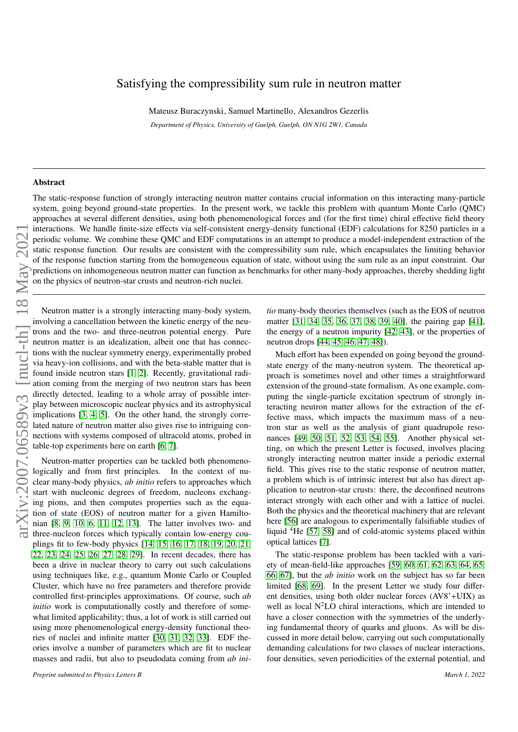# Satisfying the compressibility sum rule in neutron matter

Mateusz Buraczynski, Samuel Martinello, Alexandros Gezerlis

*Department of Physics, University of Guelph, Guelph, ON N1G 2W1, Canada*

## Abstract

The static-response function of strongly interacting neutron matter contains crucial information on this interacting many-particle system, going beyond ground-state properties. In the present work, we tackle this problem with quantum Monte Carlo (QMC) approaches at several different densities, using both phenomenological forces and (for the first time) chiral effective field theory interactions. We handle finite-size effects via self-consistent energy-density functional (EDF) calculations for 8250 particles in a periodic volume. We combine these QMC and EDF computations in an attempt to produce a model-independent extraction of the static response function. Our results are consistent with the compressibility sum rule, which encapsulates the limiting behavior of the response function starting from the homogeneous equation of state, without using the sum rule as an input constraint. Our predictions on inhomogeneous neutron matter can function as benchmarks for other many-body approaches, thereby shedding light on the physics of neutron-star crusts and neutron-rich nuclei.

---

Neutron matter is a strongly interacting many-body system, involving a cancellation between the kinetic energy of the neutrons and the two- and three-neutron potential energy. Pure neutron matter is an idealization, albeit one that has connections with the nuclear symmetry energy, experimentally probed via heavy-ion collisions, and with the beta-stable matter that is found inside neutron stars [1, 2]. Recently, gravitational radiation coming from the merging of two neutron stars has been directly detected, leading to a whole array of possible interplay between microscopic nuclear physics and its astrophysical implications [3, 4, 5]. On the other hand, the strongly correlated nature of neutron matter also gives rise to intriguing connections with systems composed of ultracold atoms, probed in table-top experiments here on earth [6, 7].

Neutron-matter properties can be tackled both phenomenologically and from first principles. In the context of nuclear many-body physics, *ab initio* refers to approaches which start with nucleonic degrees of freedom, nucleons exchanging pions, and then computes properties such as the equation of state (EOS) of neutron matter for a given Hamiltonian [8, 9, 10, 6, 11, 12, 13]. The latter involves two- and three-nucleon forces which typically contain low-energy couplings fit to few-body physics [14, 15, 16, 17, 18, 19, 20, 21, 22, 23, 24, 25, 26, 27, 28, 29]. In recent decades, there has been a drive in nuclear theory to carry out such calculations using techniques like, e.g., quantum Monte Carlo or Coupled Cluster, which have no free parameters and therefore provide controlled first-principles approximations. Of course, such *ab initio* work is computationally costly and therefore of somewhat limited applicability; thus, a lot of work is still carried out using more phenomenological energy-density functional theories of nuclei and infinite matter [30, 31, 32, 33]. EDF theories involve a number of parameters which are fit to nuclear masses and radii, but also to pseudodata coming from *ab initio* many-body theories themselves (such as the EOS of neutron matter [31, 34, 35, 36, 37, 38, 39, 40], the pairing gap [41], the energy of a neutron impurity [42, 43], or the properties of neutron drops [44, 45, 46, 47, 48]).

Much effort has been expended on going beyond the ground-state energy of the many-neutron system. The theoretical approach is sometimes novel and other times a straightforward extension of the ground-state formalism. As one example, computing the single-particle excitation spectrum of strongly interacting neutron matter allows for the extraction of the effective mass, which impacts the maximum mass of a neutron star as well as the analysis of giant quadrupole resonances [49, 50, 51, 52, 53, 54, 55]. Another physical setting, on which the present Letter is focused, involves placing strongly interacting neutron matter inside a periodic external field. This gives rise to the static response of neutron matter, a problem which is of intrinsic interest but also has direct application to neutron-star crusts: there, the deconfined neutrons interact strongly with each other and with a lattice of nuclei. Both the physics and the theoretical machinery that are relevant here [56] are analogous to experimentally falsifiable studies of liquid $^4$He [57, 58] and of cold-atomic systems placed within optical lattices [7].

The static-response problem has been tackled with a variety of mean-field-like approaches [59, 60, 61, 62, 63, 64, 65, 66, 67], but the *ab initio* work on the subject has so far been limited [68, 69]. In the present Letter we study four different densities, using both older nuclear forces (AV8'+UIX) as well as local N$^2$LO chiral interactions, which are intended to have a closer connection with the symmetries of the underlying fundamental theory of quarks and gluons. As will be discussed in more detail below, carrying out such computationally demanding calculations for two classes of nuclear interactions, four densities, seven periodicities of the external potential, and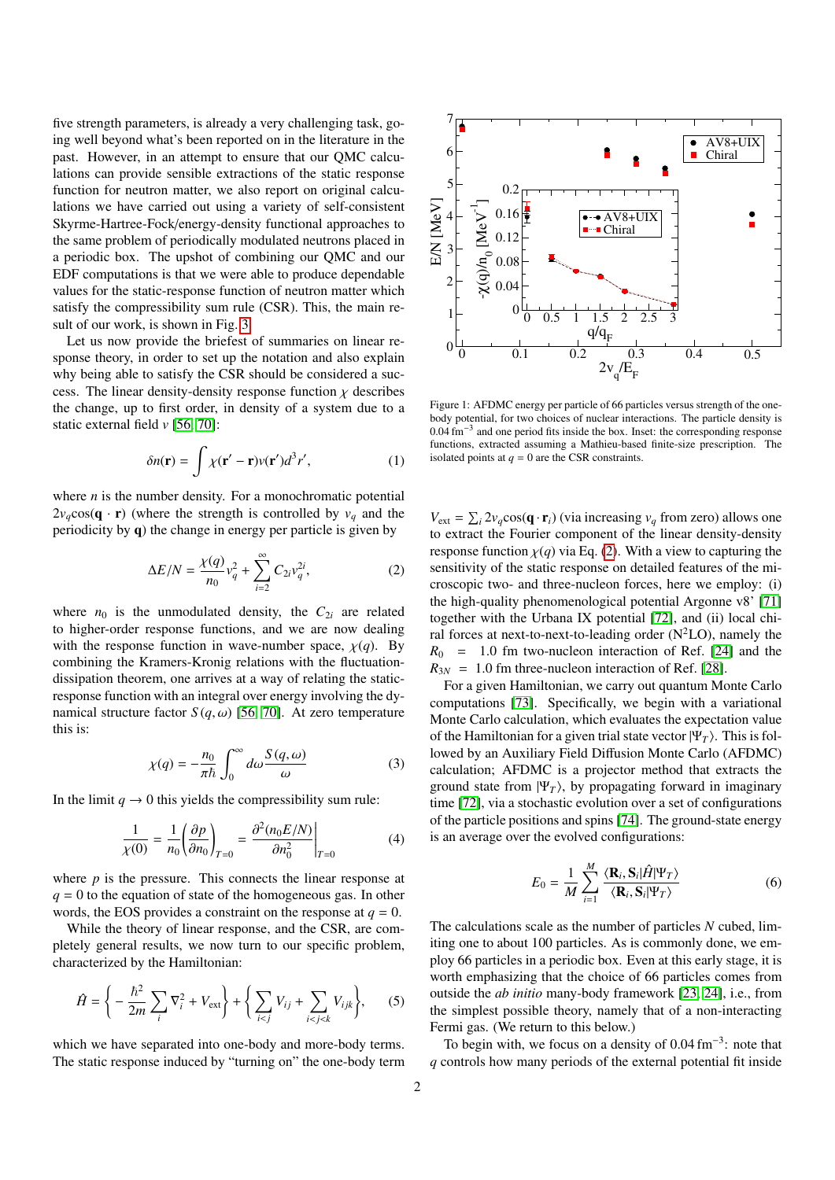five strength parameters, is already a very challenging task, going well beyond what's been reported on in the literature in the past. However, in an attempt to ensure that our QMC calculations can provide sensible extractions of the static response function for neutron matter, we also report on original calculations we have carried out using a variety of self-consistent Skyrme-Hartree-Fock/energy-density functional approaches to the same problem of periodically modulated neutrons placed in a periodic box. The upshot of combining our QMC and our EDF computations is that we were able to produce dependable values for the static-response function of neutron matter which satisfy the compressibility sum rule (CSR). This, the main result of our work, is shown in Fig. 3.

Let us now provide the briefest of summaries on linear response theory, in order to set up the notation and also explain why being able to satisfy the CSR should be considered a success. The linear density-density response function $\chi$ describes the change, up to first order, in density of a system due to a static external field $v$ [56, 70]:

$$\delta n(\mathbf{r}) = \int \chi(\mathbf{r}' - \mathbf{r}) v(\mathbf{r}') d^3 r', \tag{1}$$

where $n$ is the number density. For a monochromatic potential $2v_q \cos(\mathbf{q}\cdot\mathbf{r})$ (where the strength is controlled by $v_q$ and the periodicity by $\mathbf{q}$) the change in energy per particle is given by

$$\Delta E/N = \frac{\chi(q)}{n_0} v_q^2 + \sum_{i=2}^{\infty} C_{2i} v_q^{2i}, \tag{2}$$

where $n_0$ is the unmodulated density, the $C_{2i}$ are related to higher-order response functions, and we are now dealing with the response function in wave-number space, $\chi(q)$. By combining the Kramers-Kronig relations with the fluctuation-dissipation theorem, one arrives at a way of relating the static-response function with an integral over energy involving the dynamical structure factor $S(q,\omega)$ [56, 70]. At zero temperature this is:

$$\chi(q) = -\frac{n_0}{\pi\hbar} \int_0^\infty d\omega \frac{S(q,\omega)}{\omega} \tag{3}$$

In the limit $q \to 0$ this yields the compressibility sum rule:

$$\frac{1}{\chi(0)} = \frac{1}{n_0} \left(\frac{\partial p}{\partial n_0}\right)_{T=0} = \left.\frac{\partial^2 (n_0 E/N)}{\partial n_0^2}\right|_{T=0} \tag{4}$$

where $p$ is the pressure. This connects the linear response at $q = 0$ to the equation of state of the homogeneous gas. In other words, the EOS provides a constraint on the response at $q = 0$.

While the theory of linear response, and the CSR, are completely general results, we now turn to our specific problem, characterized by the Hamiltonian:

$$\hat{H} = \left\{ -\frac{\hbar^2}{2m} \sum_i \nabla_i^2 + V_{\text{ext}} \right\} + \left\{ \sum_{i<j} V_{ij} + \sum_{i<j<k} V_{ijk} \right\}, \tag{5}$$

which we have separated into one-body and more-body terms. The static response induced by "turning on" the one-body term $V_{\text{ext}} = \sum_i 2v_q \cos(\mathbf{q}\cdot\mathbf{r}_i)$ (via increasing $v_q$ from zero) allows one to extract the Fourier component of the linear density-density response function $\chi(q)$ via Eq. (2). With a view to capturing the sensitivity of the static response on detailed features of the microscopic two- and three-nucleon forces, here we employ: (i) the high-quality phenomenological potential Argonne v8' [71] together with the Urbana IX potential [72], and (ii) local chiral forces at next-to-next-to-leading order ($N^2$LO), namely the $R_0 = 1.0$ fm two-nucleon interaction of Ref. [24] and the $R_{3N} = 1.0$ fm three-nucleon interaction of Ref. [28].

Figure 1: AFDMC energy per particle of 66 particles versus strength of the one-body potential, for two choices of nuclear interactions. The particle density is 0.04 fm$^{-3}$ and one period fits inside the box. Inset: the corresponding response functions, extracted assuming a Mathieu-based finite-size prescription. The isolated points at $q = 0$ are the CSR constraints.

For a given Hamiltonian, we carry out quantum Monte Carlo computations [73]. Specifically, we begin with a variational Monte Carlo calculation, which evaluates the expectation value of the Hamiltonian for a given trial state vector $|\Psi_T\rangle$. This is followed by an Auxiliary Field Diffusion Monte Carlo (AFDMC) calculation; AFDMC is a projector method that extracts the ground state from $|\Psi_T\rangle$, by propagating forward in imaginary time [72], via a stochastic evolution over a set of configurations of the particle positions and spins [74]. The ground-state energy is an average over the evolved configurations:

$$E_0 = \frac{1}{M} \sum_{i=1}^{M} \frac{\langle \mathbf{R}_i, \mathbf{S}_i | \hat{H} | \Psi_T \rangle}{\langle \mathbf{R}_i, \mathbf{S}_i | \Psi_T \rangle} \tag{6}$$

The calculations scale as the number of particles $N$ cubed, limiting one to about 100 particles. As is commonly done, we employ 66 particles in a periodic box. Even at this early stage, it is worth emphasizing that the choice of 66 particles comes from outside the *ab initio* many-body framework [23, 24], i.e., from the simplest possible theory, namely that of a non-interacting Fermi gas. (We return to this below.)

To begin with, we focus on a density of 0.04 fm$^{-3}$: note that $q$ controls how many periods of the external potential fit inside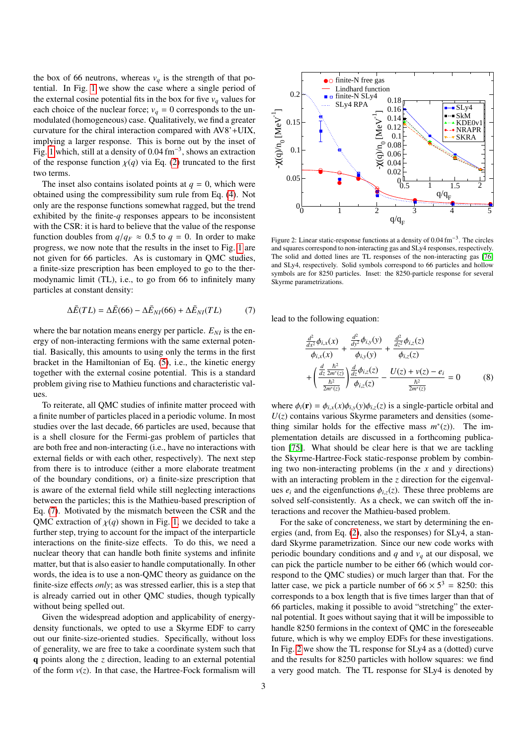the box of 66 neutrons, whereas $v_q$ is the strength of that potential. In Fig. 1 we show the case where a single period of the external cosine potential fits in the box for five $v_q$ values for each choice of the nuclear force; $v_q = 0$ corresponds to the unmodulated (homogeneous) case. Qualitatively, we find a greater curvature for the chiral interaction compared with AV8'+UIX, implying a larger response. This is borne out by the inset of Fig. 1 which, still at a density of 0.04 fm$^{-3}$, shows an extraction of the response function $\chi(q)$ via Eq. (2) truncated to the first two terms.

The inset also contains isolated points at $q = 0$, which were obtained using the compressibility sum rule from Eq. (4). Not only are the response functions somewhat ragged, but the trend exhibited by the finite-$q$ responses appears to be inconsistent with the CSR: it is hard to believe that the value of the response function doubles from $q/q_F \approx 0.5$ to $q = 0$. In order to make progress, we now note that the results in the inset to Fig. 1 are not given for 66 particles. As is customary in QMC studies, a finite-size prescription has been employed to go to the thermodynamic limit (TL), i.e., to go from 66 to infinitely many particles at constant density:

$$\Delta\bar{E}(TL) = \Delta\bar{E}(66) - \Delta\bar{E}_{NI}(66) + \Delta\bar{E}_{NI}(TL) \tag{7}$$

where the bar notation means energy per particle. $E_{NI}$ is the energy of non-interacting fermions with the same external potential. Basically, this amounts to using only the terms in the first bracket in the Hamiltonian of Eq. (5), i.e., the kinetic energy together with the external cosine potential. This is a standard problem giving rise to Mathieu functions and characteristic values.

To reiterate, all QMC studies of infinite matter proceed with a finite number of particles placed in a periodic volume. In most studies over the last decade, 66 particles are used, because that is a shell closure for the Fermi-gas problem of particles that are both free and non-interacting (i.e., have no interactions with external fields or with each other, respectively). The next step from there is to introduce (either a more elaborate treatment of the boundary conditions, or) a finite-size prescription that is aware of the external field while still neglecting interactions between the particles; this is the Mathieu-based prescription of Eq. (7). Motivated by the mismatch between the CSR and the QMC extraction of $\chi(q)$ shown in Fig. 1, we decided to take a further step, trying to account for the impact of the interparticle interactions on the finite-size effects. To do this, we need a nuclear theory that can handle both finite systems and infinite matter, but that is also easier to handle computationally. In other words, the idea is to use a non-QMC theory as guidance on the finite-size effects *only*; as was stressed earlier, this is a step that is already carried out in other QMC studies, though typically without being spelled out.

Given the widespread adoption and applicability of energy-density functionals, we opted to use a Skyrme EDF to carry out our finite-size-oriented studies. Specifically, without loss of generality, we are free to take a coordinate system such that **q** points along the $z$ direction, leading to an external potential of the form $v(z)$. In that case, the Hartree-Fock formalism will lead to the following equation:

$$\frac{\frac{d^2}{dx^2}\phi_{i,x}(x)}{\phi_{i,x}(x)} + \frac{\frac{d^2}{dy^2}\phi_{i,y}(y)}{\phi_{i,y}(y)} + \frac{\frac{d^2}{dz^2}\phi_{i,z}(z)}{\phi_{i,z}(z)} + \left(\frac{\frac{d}{dz}\frac{\hbar^2}{2m^*(z)}}{\frac{\hbar^2}{2m^*(z)}}\right)\frac{\frac{d}{dz}\phi_{i,z}(z)}{\phi_{i,z}(z)} - \frac{U(z)+v(z)-e_i}{\frac{\hbar^2}{2m^*(z)}} = 0 \tag{8}$$

where $\phi_i(\mathbf{r}) = \phi_{i,x}(x)\phi_{i,y}(y)\phi_{i,z}(z)$ is a single-particle orbital and $U(z)$ contains various Skyrme parameters and densities (something similar holds for the effective mass $m^*(z)$). The implementation details are discussed in a forthcoming publication [75]. What should be clear here is that we are tackling the Skyrme-Hartree-Fock static-response problem by combining two non-interacting problems (in the $x$ and $y$ directions) with an interacting problem in the $z$ direction for the eigenvalues $e_i$ and the eigenfunctions $\phi_{i,z}(z)$. These three problems are solved self-consistently. As a check, we can switch off the interactions and recover the Mathieu-based problem.

For the sake of concreteness, we start by determining the energies (and, from Eq. (2), also the responses) for SLy4, a standard Skyrme parametrization. Since our new code works with periodic boundary conditions and $q$ and $v_q$ at our disposal, we can pick the particle number to be either 66 (which would correspond to the QMC studies) or much larger than that. For the latter case, we pick a particle number of $66 \times 5^3 = 8250$: this corresponds to a box length that is five times larger than that of 66 particles, making it possible to avoid "stretching" the external potential. It goes without saying that it will be impossible to handle 8250 fermions in the context of QMC in the foreseeable future, which is why we employ EDFs for these investigations. In Fig. 2 we show the TL response for SLy4 as a (dotted) curve and the results for 8250 particles with hollow squares: we find a very good match. The TL response for SLy4 is denoted by

Figure 2: Linear static-response functions at a density of 0.04 fm$^{-3}$. The circles and squares correspond to non-interacting gas and SLy4 responses, respectively. The solid and dotted lines are TL responses of the non-interacting gas [76] and SLy4, respectively. Solid symbols correspond to 66 particles and hollow symbols are for 8250 particles. Inset: the 8250-particle response for several Skyrme parametrizations.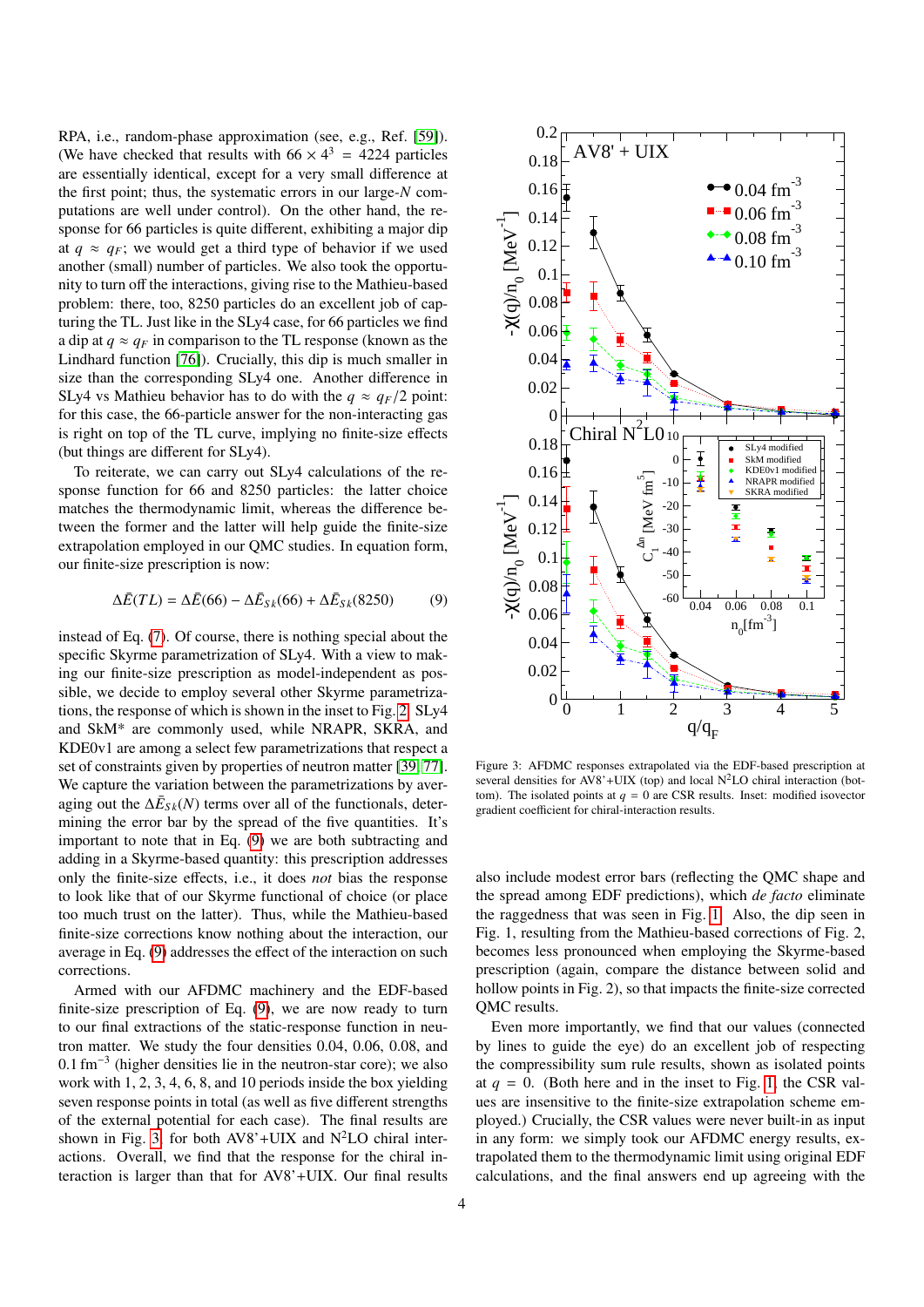RPA, i.e., random-phase approximation (see, e.g., Ref. [59]). (We have checked that results with $66 \times 4^3 = 4224$ particles are essentially identical, except for a very small difference at the first point; thus, the systematic errors in our large-$N$ computations are well under control). On the other hand, the response for 66 particles is quite different, exhibiting a major dip at $q \approx q_F$; we would get a third type of behavior if we used another (small) number of particles. We also took the opportunity to turn off the interactions, giving rise to the Mathieu-based problem: there, too, 8250 particles do an excellent job of capturing the TL. Just like in the SLy4 case, for 66 particles we find a dip at $q \approx q_F$ in comparison to the TL response (known as the Lindhard function [76]). Crucially, this dip is much smaller in size than the corresponding SLy4 one. Another difference in SLy4 vs Mathieu behavior has to do with the $q \approx q_F/2$ point: for this case, the 66-particle answer for the non-interacting gas is right on top of the TL curve, implying no finite-size effects (but things are different for SLy4).

To reiterate, we can carry out SLy4 calculations of the response function for 66 and 8250 particles: the latter choice matches the thermodynamic limit, whereas the difference between the former and the latter will help guide the finite-size extrapolation employed in our QMC studies. In equation form, our finite-size prescription is now:

$$\Delta\bar{E}(TL) = \Delta\bar{E}(66) - \Delta\bar{E}_{Sk}(66) + \Delta\bar{E}_{Sk}(8250) \qquad (9)$$

instead of Eq. (7). Of course, there is nothing special about the specific Skyrme parametrization of SLy4. With a view to making our finite-size prescription as model-independent as possible, we decide to employ several other Skyrme parametrizations, the response of which is shown in the inset to Fig. 2. SLy4 and SkM* are commonly used, while NRAPR, SKRA, and KDE0v1 are among a select few parametrizations that respect a set of constraints given by properties of neutron matter [39, 77]. We capture the variation between the parametrizations by averaging out the $\Delta\bar{E}_{Sk}(N)$ terms over all of the functionals, determining the error bar by the spread of the five quantities. It's important to note that in Eq. (9) we are both subtracting and adding in a Skyrme-based quantity: this prescription addresses only the finite-size effects, i.e., it does *not* bias the response to look like that of our Skyrme functional of choice (or place too much trust on the latter). Thus, while the Mathieu-based finite-size corrections know nothing about the interaction, our average in Eq. (9) addresses the effect of the interaction on such corrections.

Armed with our AFDMC machinery and the EDF-based finite-size prescription of Eq. (9), we are now ready to turn to our final extractions of the static-response function in neutron matter. We study the four densities 0.04, 0.06, 0.08, and 0.1 fm$^{-3}$ (higher densities lie in the neutron-star core); we also work with 1, 2, 3, 4, 6, 8, and 10 periods inside the box yielding seven response points in total (as well as five different strengths of the external potential for each case). The final results are shown in Fig. 3, for both AV8'+UIX and N$^2$LO chiral interactions. Overall, we find that the response for the chiral interaction is larger than that for AV8'+UIX. Our final results also include modest error bars (reflecting the QMC shape and the spread among EDF predictions), which *de facto* eliminate the raggedness that was seen in Fig. 1. Also, the dip seen in Fig. 1, resulting from the Mathieu-based corrections of Fig. 2, becomes less pronounced when employing the Skyrme-based prescription (again, compare the distance between solid and hollow points in Fig. 2), so that impacts the finite-size corrected QMC results.

Figure 3: AFDMC responses extrapolated via the EDF-based prescription at several densities for AV8'+UIX (top) and local N$^2$LO chiral interaction (bottom). The isolated points at $q = 0$ are CSR results. Inset: modified isovector gradient coefficient for chiral-interaction results.

Even more importantly, we find that our values (connected by lines to guide the eye) do an excellent job of respecting the compressibility sum rule results, shown as isolated points at $q = 0$. (Both here and in the inset to Fig. 1, the CSR values are insensitive to the finite-size extrapolation scheme employed.) Crucially, the CSR values were never built-in as input in any form: we simply took our AFDMC energy results, extrapolated them to the thermodynamic limit using original EDF calculations, and the final answers end up agreeing with the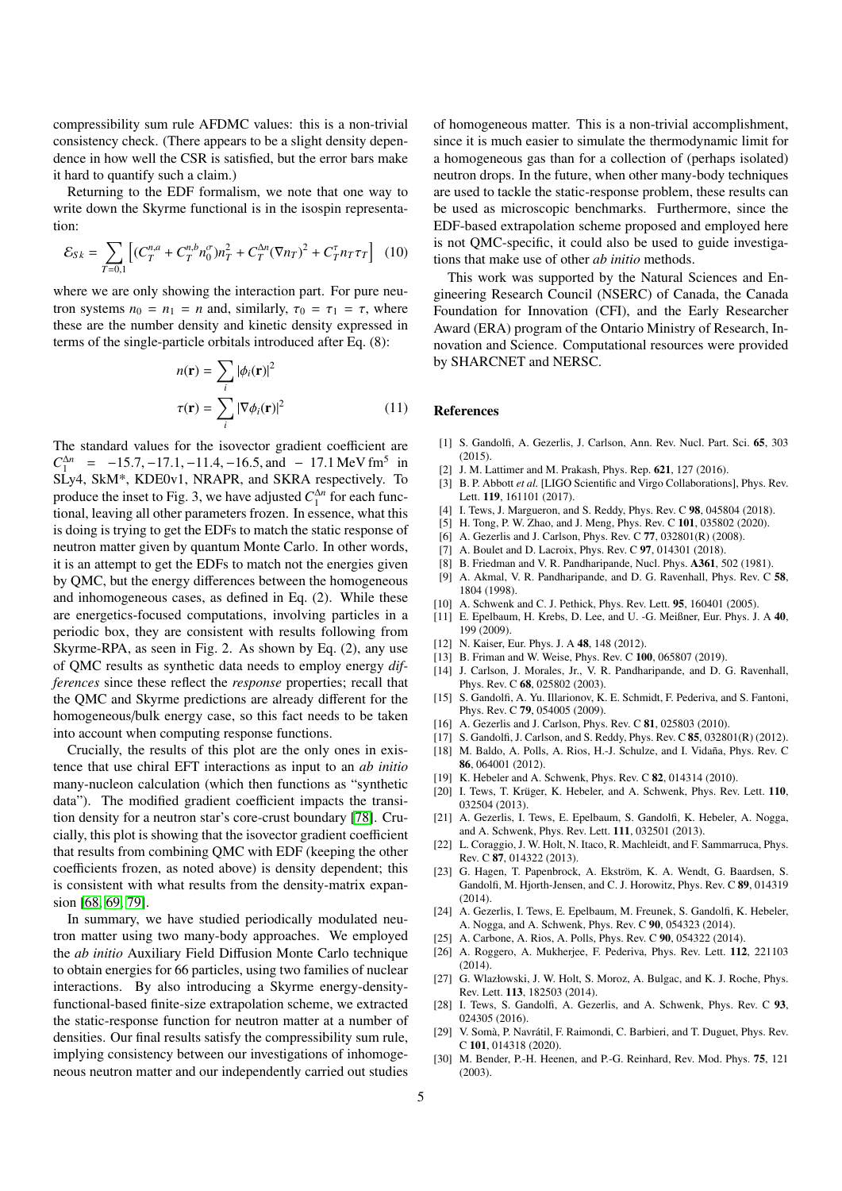compressibility sum rule AFDMC values: this is a non-trivial consistency check. (There appears to be a slight density dependence in how well the CSR is satisfied, but the error bars make it hard to quantify such a claim.)

Returning to the EDF formalism, we note that one way to write down the Skyrme functional is in the isospin representation:

$$\mathcal{E}_{Sk} = \sum_{T=0,1} \left[ (C_T^{n,a} + C_T^{n,b} n_0^{\sigma}) n_T^2 + C_T^{\Delta n} (\nabla n_T)^2 + C_T^{\tau} n_T \tau_T \right] \quad (10)$$

where we are only showing the interaction part. For pure neutron systems $n_0 = n_1 = n$ and, similarly, $\tau_0 = \tau_1 = \tau$, where these are the number density and kinetic density expressed in terms of the single-particle orbitals introduced after Eq. (8):

$$n(\mathbf{r}) = \sum_i |\phi_i(\mathbf{r})|^2$$
$$\tau(\mathbf{r}) = \sum_i |\nabla \phi_i(\mathbf{r})|^2 \quad (11)$$

The standard values for the isovector gradient coefficient are $C_1^{\Delta n} = -15.7, -17.1, -11.4, -16.5$, and $-17.1\,\mathrm{MeV\,fm}^5$ in SLy4, SkM\*, KDE0v1, NRAPR, and SKRA respectively. To produce the inset to Fig. 3, we have adjusted $C_1^{\Delta n}$ for each functional, leaving all other parameters frozen. In essence, what this is doing is trying to get the EDFs to match the static response of neutron matter given by quantum Monte Carlo. In other words, it is an attempt to get the EDFs to match not the energies given by QMC, but the energy differences between the homogeneous and inhomogeneous cases, as defined in Eq. (2). While these are energetics-focused computations, involving particles in a periodic box, they are consistent with results following from Skyrme-RPA, as seen in Fig. 2. As shown by Eq. (2), any use of QMC results as synthetic data needs to employ energy *differences* since these reflect the *response* properties; recall that the QMC and Skyrme predictions are already different for the homogeneous/bulk energy case, so this fact needs to be taken into account when computing response functions.

Crucially, the results of this plot are the only ones in existence that use chiral EFT interactions as input to an *ab initio* many-nucleon calculation (which then functions as "synthetic data"). The modified gradient coefficient impacts the transition density for a neutron star's core-crust boundary [78]. Crucially, this plot is showing that the isovector gradient coefficient that results from combining QMC with EDF (keeping the other coefficients frozen, as noted above) is density dependent; this is consistent with what results from the density-matrix expansion [68, 69, 79].

In summary, we have studied periodically modulated neutron matter using two many-body approaches. We employed the *ab initio* Auxiliary Field Diffusion Monte Carlo technique to obtain energies for 66 particles, using two families of nuclear interactions. By also introducing a Skyrme energy-density-functional-based finite-size extrapolation scheme, we extracted the static-response function for neutron matter at a number of densities. Our final results satisfy the compressibility sum rule, implying consistency between our investigations of inhomogeneous neutron matter and our independently carried out studies of homogeneous matter. This is a non-trivial accomplishment, since it is much easier to simulate the thermodynamic limit for a homogeneous gas than for a collection of (perhaps isolated) neutron drops. In the future, when other many-body techniques are used to tackle the static-response problem, these results can be used as microscopic benchmarks. Furthermore, since the EDF-based extrapolation scheme proposed and employed here is not QMC-specific, it could also be used to guide investigations that make use of other *ab initio* methods.

This work was supported by the Natural Sciences and Engineering Research Council (NSERC) of Canada, the Canada Foundation for Innovation (CFI), and the Early Researcher Award (ERA) program of the Ontario Ministry of Research, Innovation and Science. Computational resources were provided by SHARCNET and NERSC.

## References

- [1] S. Gandolfi, A. Gezerlis, J. Carlson, Ann. Rev. Nucl. Part. Sci. **65**, 303 (2015).
- [2] J. M. Lattimer and M. Prakash, Phys. Rep. **621**, 127 (2016).
- [3] B. P. Abbott *et al.* [LIGO Scientific and Virgo Collaborations], Phys. Rev. Lett. **119**, 161101 (2017).
- [4] I. Tews, J. Margueron, and S. Reddy, Phys. Rev. C **98**, 045804 (2018).
- [5] H. Tong, P. W. Zhao, and J. Meng, Phys. Rev. C **101**, 035802 (2020).
- [6] A. Gezerlis and J. Carlson, Phys. Rev. C **77**, 032801(R) (2008).
- [7] A. Boulet and D. Lacroix, Phys. Rev. C **97**, 014301 (2018).
- [8] B. Friedman and V. R. Pandharipande, Nucl. Phys. **A361**, 502 (1981).
- [9] A. Akmal, V. R. Pandharipande, and D. G. Ravenhall, Phys. Rev. C **58**, 1804 (1998).
- [10] A. Schwenk and C. J. Pethick, Phys. Rev. Lett. **95**, 160401 (2005).
- [11] E. Epelbaum, H. Krebs, D. Lee, and U. -G. Meißner, Eur. Phys. J. A **40**, 199 (2009).
- [12] N. Kaiser, Eur. Phys. J. A **48**, 148 (2012).
- [13] B. Friman and W. Weise, Phys. Rev. C **100**, 065807 (2019).
- [14] J. Carlson, J. Morales, Jr., V. R. Pandharipande, and D. G. Ravenhall, Phys. Rev. C **68**, 025802 (2003).
- [15] S. Gandolfi, A. Yu. Illarionov, K. E. Schmidt, F. Pederiva, and S. Fantoni, Phys. Rev. C **79**, 054005 (2009).
- [16] A. Gezerlis and J. Carlson, Phys. Rev. C **81**, 025803 (2010).
- [17] S. Gandolfi, J. Carlson, and S. Reddy, Phys. Rev. C **85**, 032801(R) (2012).
- [18] M. Baldo, A. Polls, A. Rios, H.-J. Schulze, and I. Vidaña, Phys. Rev. C **86**, 064001 (2012).
- [19] K. Hebeler and A. Schwenk, Phys. Rev. C **82**, 014314 (2010).
- [20] I. Tews, T. Krüger, K. Hebeler, and A. Schwenk, Phys. Rev. Lett. **110**, 032504 (2013).
- [21] A. Gezerlis, I. Tews, E. Epelbaum, S. Gandolfi, K. Hebeler, A. Nogga, and A. Schwenk, Phys. Rev. Lett. **111**, 032501 (2013).
- [22] L. Coraggio, J. W. Holt, N. Itaco, R. Machleidt, and F. Sammarruca, Phys. Rev. C **87**, 014322 (2013).
- [23] G. Hagen, T. Papenbrock, A. Ekström, K. A. Wendt, G. Baardsen, S. Gandolfi, M. Hjorth-Jensen, and C. J. Horowitz, Phys. Rev. C **89**, 014319 (2014).
- [24] A. Gezerlis, I. Tews, E. Epelbaum, M. Freunek, S. Gandolfi, K. Hebeler, A. Nogga, and A. Schwenk, Phys. Rev. C **90**, 054323 (2014).
- [25] A. Carbone, A. Rios, A. Polls, Phys. Rev. C **90**, 054322 (2014).
- [26] A. Roggero, A. Mukherjee, F. Pederiva, Phys. Rev. Lett. **112**, 221103 (2014).
- [27] G. Wlazłowski, J. W. Holt, S. Moroz, A. Bulgac, and K. J. Roche, Phys. Rev. Lett. **113**, 182503 (2014).
- [28] I. Tews, S. Gandolfi, A. Gezerlis, and A. Schwenk, Phys. Rev. C **93**, 024305 (2016).
- [29] V. Somà, P. Navrátil, F. Raimondi, C. Barbieri, and T. Duguet, Phys. Rev. C **101**, 014318 (2020).
- [30] M. Bender, P.-H. Heenen, and P.-G. Reinhard, Rev. Mod. Phys. **75**, 121 (2003).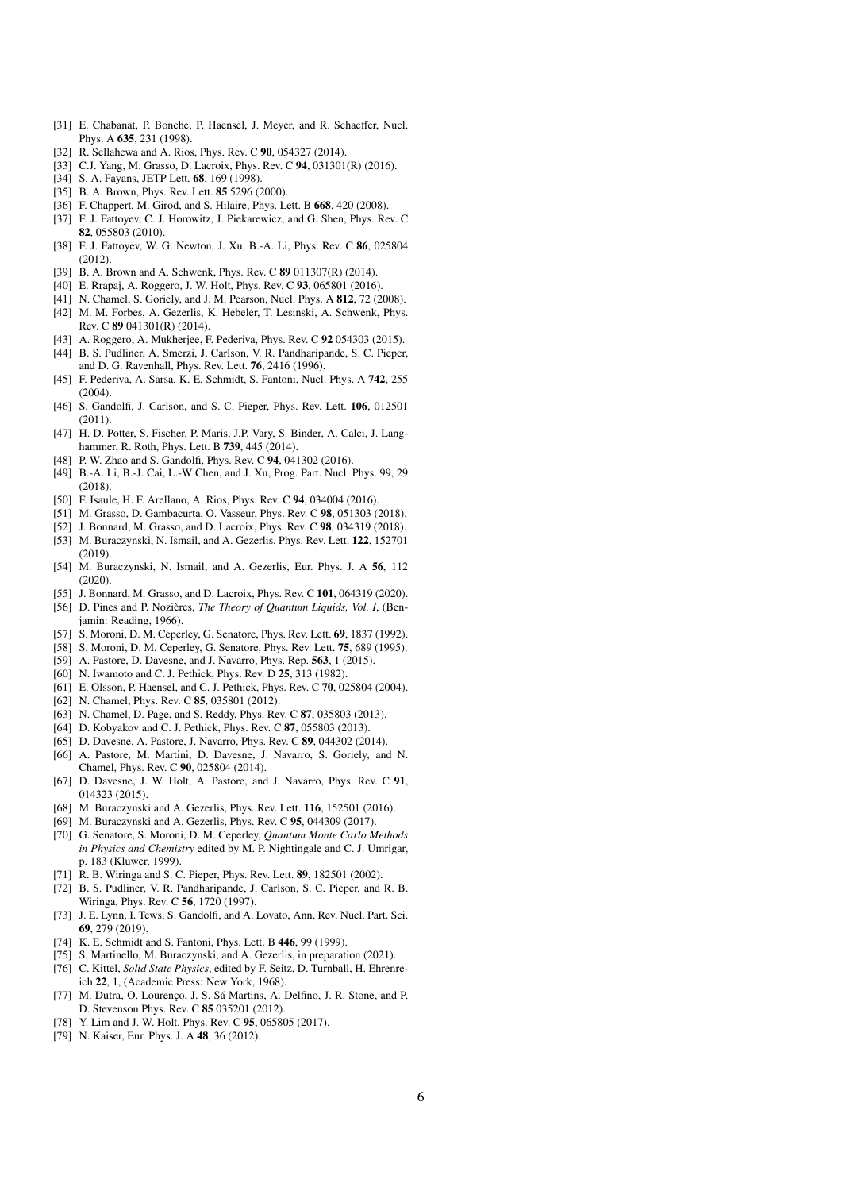[31] E. Chabanat, P. Bonche, P. Haensel, J. Meyer, and R. Schaeffer, Nucl. Phys. A **635**, 231 (1998).

[32] R. Sellahewa and A. Rios, Phys. Rev. C **90**, 054327 (2014).

[33] C.J. Yang, M. Grasso, D. Lacroix, Phys. Rev. C **94**, 031301(R) (2016).

[34] S. A. Fayans, JETP Lett. **68**, 169 (1998).

[35] B. A. Brown, Phys. Rev. Lett. **85** 5296 (2000).

[36] F. Chappert, M. Girod, and S. Hilaire, Phys. Lett. B **668**, 420 (2008).

[37] F. J. Fattoyev, C. J. Horowitz, J. Piekarewicz, and G. Shen, Phys. Rev. C **82**, 055803 (2010).

[38] F. J. Fattoyev, W. G. Newton, J. Xu, B.-A. Li, Phys. Rev. C **86**, 025804 (2012).

[39] B. A. Brown and A. Schwenk, Phys. Rev. C **89** 011307(R) (2014).

[40] E. Rrapaj, A. Roggero, J. W. Holt, Phys. Rev. C **93**, 065801 (2016).

[41] N. Chamel, S. Goriely, and J. M. Pearson, Nucl. Phys. A **812**, 72 (2008).

[42] M. M. Forbes, A. Gezerlis, K. Hebeler, T. Lesinski, A. Schwenk, Phys. Rev. C **89** 041301(R) (2014).

[43] A. Roggero, A. Mukherjee, F. Pederiva, Phys. Rev. C **92** 054303 (2015).

[44] B. S. Pudliner, A. Smerzi, J. Carlson, V. R. Pandharipande, S. C. Pieper, and D. G. Ravenhall, Phys. Rev. Lett. **76**, 2416 (1996).

[45] F. Pederiva, A. Sarsa, K. E. Schmidt, S. Fantoni, Nucl. Phys. A **742**, 255 (2004).

[46] S. Gandolfi, J. Carlson, and S. C. Pieper, Phys. Rev. Lett. **106**, 012501 (2011).

[47] H. D. Potter, S. Fischer, P. Maris, J.P. Vary, S. Binder, A. Calci, J. Langhammer, R. Roth, Phys. Lett. B **739**, 445 (2014).

[48] P. W. Zhao and S. Gandolfi, Phys. Rev. C **94**, 041302 (2016).

[49] B.-A. Li, B.-J. Cai, L.-W Chen, and J. Xu, Prog. Part. Nucl. Phys. 99, 29 (2018).

[50] F. Isaule, H. F. Arellano, A. Rios, Phys. Rev. C **94**, 034004 (2016).

[51] M. Grasso, D. Gambacurta, O. Vasseur, Phys. Rev. C **98**, 051303 (2018).

[52] J. Bonnard, M. Grasso, and D. Lacroix, Phys. Rev. C **98**, 034319 (2018).

[53] M. Buraczynski, N. Ismail, and A. Gezerlis, Phys. Rev. Lett. **122**, 152701 (2019).

[54] M. Buraczynski, N. Ismail, and A. Gezerlis, Eur. Phys. J. A **56**, 112 (2020).

[55] J. Bonnard, M. Grasso, and D. Lacroix, Phys. Rev. C **101**, 064319 (2020).

[56] D. Pines and P. Nozières, *The Theory of Quantum Liquids, Vol. I*, (Benjamin: Reading, 1966).

[57] S. Moroni, D. M. Ceperley, G. Senatore, Phys. Rev. Lett. **69**, 1837 (1992).

[58] S. Moroni, D. M. Ceperley, G. Senatore, Phys. Rev. Lett. **75**, 689 (1995).

[59] A. Pastore, D. Davesne, and J. Navarro, Phys. Rep. **563**, 1 (2015).

[60] N. Iwamoto and C. J. Pethick, Phys. Rev. D **25**, 313 (1982).

[61] E. Olsson, P. Haensel, and C. J. Pethick, Phys. Rev. C **70**, 025804 (2004).

[62] N. Chamel, Phys. Rev. C **85**, 035801 (2012).

[63] N. Chamel, D. Page, and S. Reddy, Phys. Rev. C **87**, 035803 (2013).

[64] D. Kobyakov and C. J. Pethick, Phys. Rev. C **87**, 055803 (2013).

[65] D. Davesne, A. Pastore, J. Navarro, Phys. Rev. C **89**, 044302 (2014).

[66] A. Pastore, M. Martini, D. Davesne, J. Navarro, S. Goriely, and N. Chamel, Phys. Rev. C **90**, 025804 (2014).

[67] D. Davesne, J. W. Holt, A. Pastore, and J. Navarro, Phys. Rev. C **91**, 014323 (2015).

[68] M. Buraczynski and A. Gezerlis, Phys. Rev. Lett. **116**, 152501 (2016).

[69] M. Buraczynski and A. Gezerlis, Phys. Rev. C **95**, 044309 (2017).

[70] G. Senatore, S. Moroni, D. M. Ceperley, *Quantum Monte Carlo Methods in Physics and Chemistry* edited by M. P. Nightingale and C. J. Umrigar, p. 183 (Kluwer, 1999).

[71] R. B. Wiringa and S. C. Pieper, Phys. Rev. Lett. **89**, 182501 (2002).

[72] B. S. Pudliner, V. R. Pandharipande, J. Carlson, S. C. Pieper, and R. B. Wiringa, Phys. Rev. C **56**, 1720 (1997).

[73] J. E. Lynn, I. Tews, S. Gandolfi, and A. Lovato, Ann. Rev. Nucl. Part. Sci. **69**, 279 (2019).

[74] K. E. Schmidt and S. Fantoni, Phys. Lett. B **446**, 99 (1999).

[75] S. Martinello, M. Buraczynski, and A. Gezerlis, in preparation (2021).

[76] C. Kittel, *Solid State Physics*, edited by F. Seitz, D. Turnball, H. Ehrenreich **22**, 1, (Academic Press: New York, 1968).

[77] M. Dutra, O. Lourenço, J. S. Sá Martins, A. Delfino, J. R. Stone, and P. D. Stevenson Phys. Rev. C **85** 035201 (2012).

[78] Y. Lim and J. W. Holt, Phys. Rev. C **95**, 065805 (2017).

[79] N. Kaiser, Eur. Phys. J. A **48**, 36 (2012).